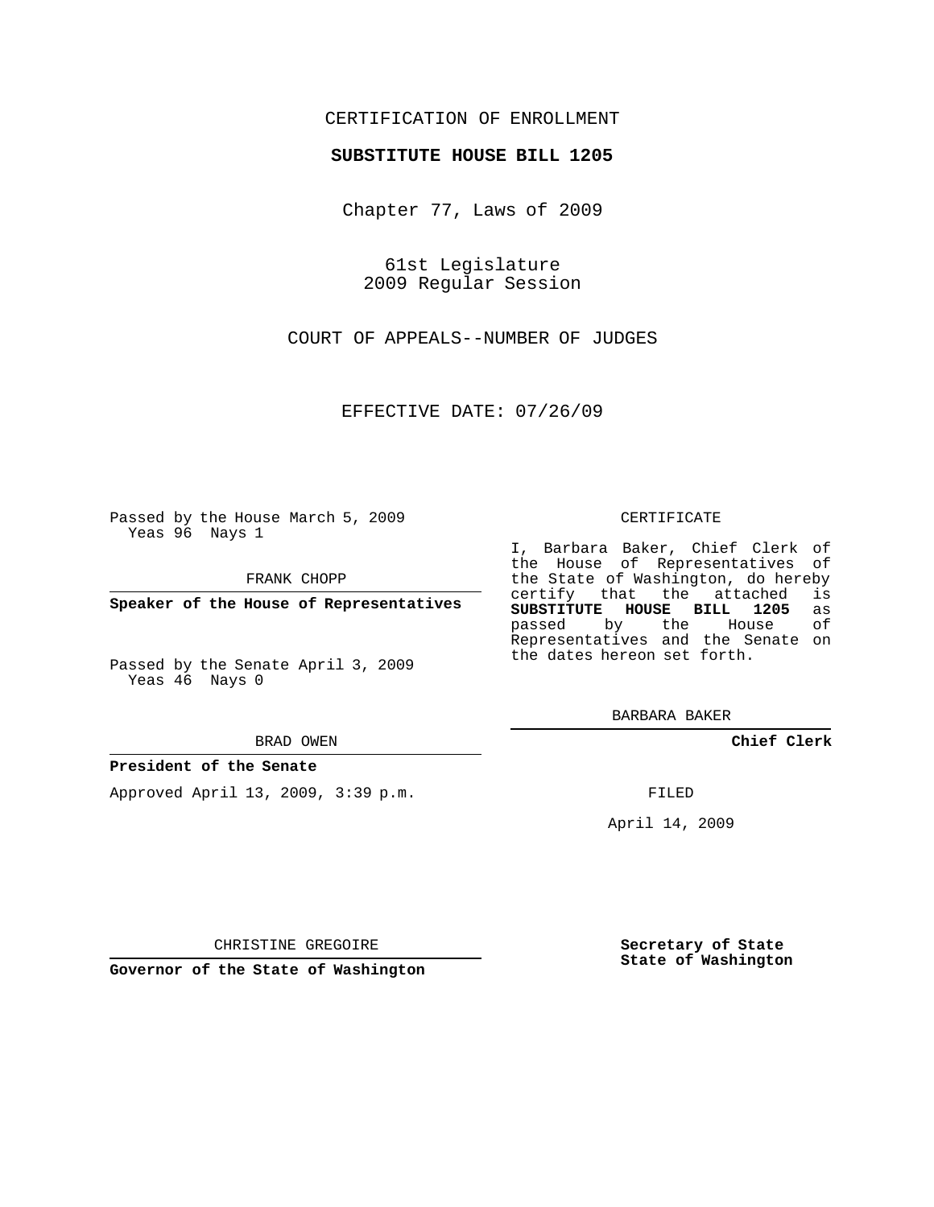CERTIFICATION OF ENROLLMENT

**SUBSTITUTE HOUSE BILL 1205**

Chapter 77, Laws of 2009

61st Legislature
2009 Regular Session

COURT OF APPEALS--NUMBER OF JUDGES

EFFECTIVE DATE: 07/26/09

Passed by the House March 5, 2009
Yeas 96 Nays 1

FRANK CHOPP

**Speaker of the House of Representatives**

Passed by the Senate April 3, 2009
Yeas 46 Nays 0

BRAD OWEN

**President of the Senate**

Approved April 13, 2009, 3:39 p.m.

CHRISTINE GREGOIRE

**Governor of the State of Washington**

CERTIFICATE

I, Barbara Baker, Chief Clerk of the House of Representatives of the State of Washington, do hereby certify that the attached is **SUBSTITUTE HOUSE BILL 1205** as passed by the House of Representatives and the Senate on the dates hereon set forth.

BARBARA BAKER

**Chief Clerk**

FILED

April 14, 2009

**Secretary of State**
**State of Washington**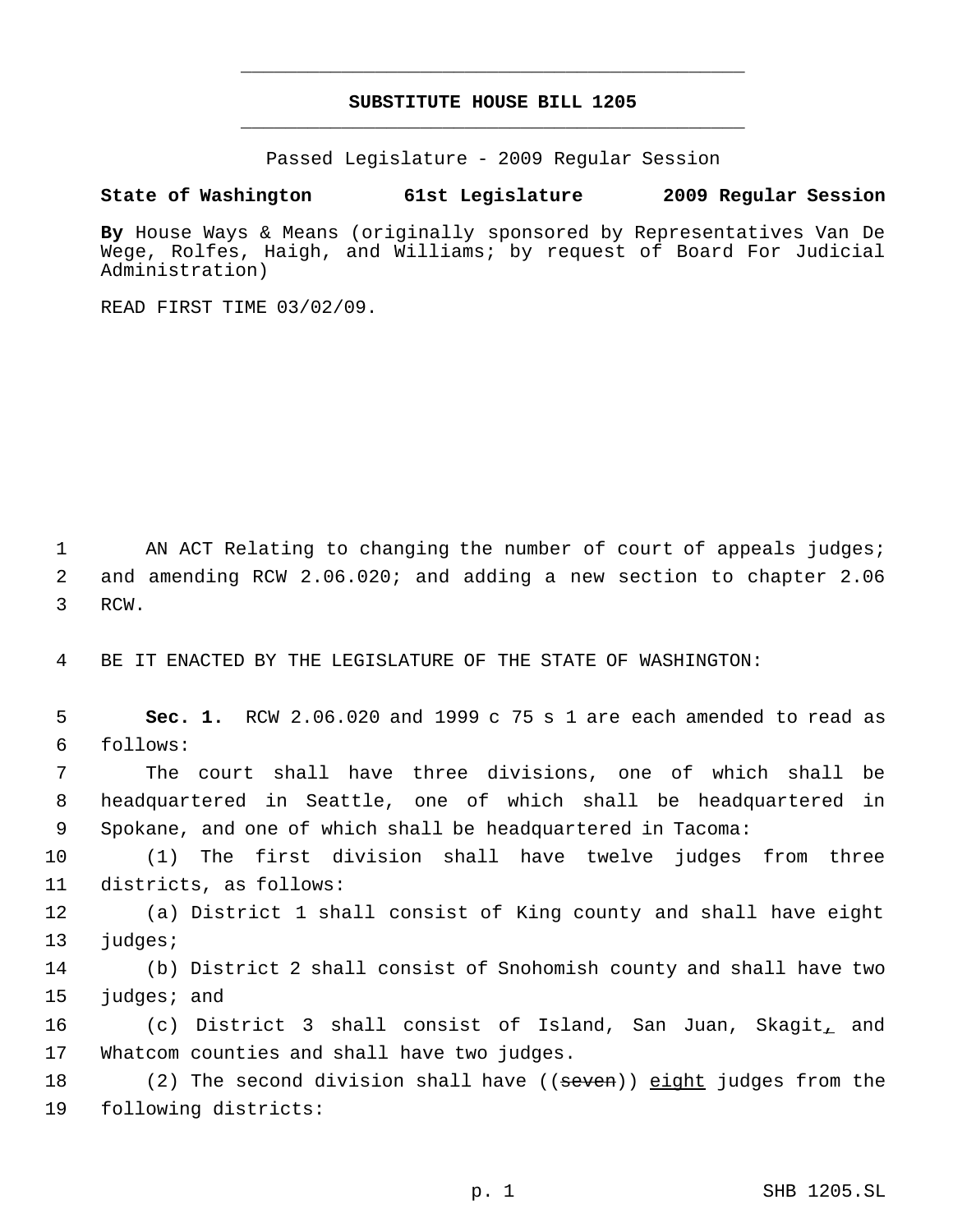# SUBSTITUTE HOUSE BILL 1205

Passed Legislature - 2009 Regular Session

**State of Washington 61st Legislature 2009 Regular Session**

**By** House Ways & Means (originally sponsored by Representatives Van De Wege, Rolfes, Haigh, and Williams; by request of Board For Judicial Administration)

READ FIRST TIME 03/02/09.

AN ACT Relating to changing the number of court of appeals judges; and amending RCW 2.06.020; and adding a new section to chapter 2.06 RCW.

BE IT ENACTED BY THE LEGISLATURE OF THE STATE OF WASHINGTON:

**Sec. 1.** RCW 2.06.020 and 1999 c 75 s 1 are each amended to read as follows:

The court shall have three divisions, one of which shall be headquartered in Seattle, one of which shall be headquartered in Spokane, and one of which shall be headquartered in Tacoma:

(1) The first division shall have twelve judges from three districts, as follows:

(a) District 1 shall consist of King county and shall have eight judges;

(b) District 2 shall consist of Snohomish county and shall have two judges; and

(c) District 3 shall consist of Island, San Juan, Skagit~~,~~ and Whatcom counties and shall have two judges.

(2) The second division shall have ((~~seven~~)) eight judges from the following districts: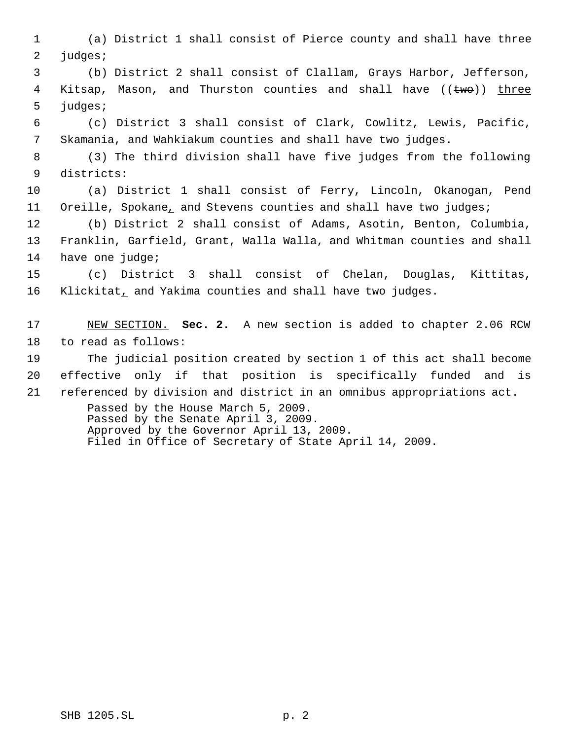(a) District 1 shall consist of Pierce county and shall have three judges;

(b) District 2 shall consist of Clallam, Grays Harbor, Jefferson, Kitsap, Mason, and Thurston counties and shall have ((~~two~~)) <u>three</u> judges;

(c) District 3 shall consist of Clark, Cowlitz, Lewis, Pacific, Skamania, and Wahkiakum counties and shall have two judges.

(3) The third division shall have five judges from the following districts:

(a) District 1 shall consist of Ferry, Lincoln, Okanogan, Pend Oreille, Spokane<u>,</u> and Stevens counties and shall have two judges;

(b) District 2 shall consist of Adams, Asotin, Benton, Columbia, Franklin, Garfield, Grant, Walla Walla, and Whitman counties and shall have one judge;

(c) District 3 shall consist of Chelan, Douglas, Kittitas, Klickitat<u>,</u> and Yakima counties and shall have two judges.

<u>NEW SECTION.</u> **Sec. 2.** A new section is added to chapter 2.06 RCW to read as follows:

The judicial position created by section 1 of this act shall become effective only if that position is specifically funded and is referenced by division and district in an omnibus appropriations act.

Passed by the House March 5, 2009.
Passed by the Senate April 3, 2009.
Approved by the Governor April 13, 2009.
Filed in Office of Secretary of State April 14, 2009.